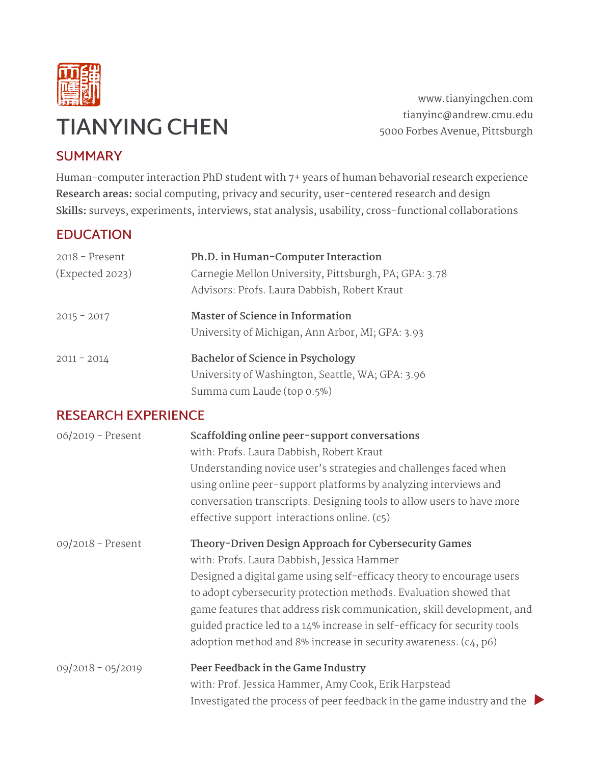# TIANYING CHEN

www.tianyingchen.com
tianyinc@andrew.cmu.edu
5000 Forbes Avenue, Pittsburgh

## SUMMARY

Human-computer interaction PhD student with 7+ years of human behavioral research experience
**Research areas:** social computing, privacy and security, user-centered research and design
**Skills:** surveys, experiments, interviews, stat analysis, usability, cross-functional collaborations

## EDUCATION

2018 - Present (Expected 2023)
**Ph.D. in Human-Computer Interaction**
Carnegie Mellon University, Pittsburgh, PA; GPA: 3.78
Advisors: Profs. Laura Dabbish, Robert Kraut

2015 - 2017
**Master of Science in Information**
University of Michigan, Ann Arbor, MI; GPA: 3.93

2011 - 2014
**Bachelor of Science in Psychology**
University of Washington, Seattle, WA; GPA: 3.96
Summa cum Laude (top 0.5%)

## RESEARCH EXPERIENCE

06/2019 - Present
**Scaffolding online peer-support conversations**
with: Profs. Laura Dabbish, Robert Kraut
Understanding novice user's strategies and challenges faced when using online peer-support platforms by analyzing interviews and conversation transcripts. Designing tools to allow users to have more effective support interactions online. (c5)

09/2018 - Present
**Theory-Driven Design Approach for Cybersecurity Games**
with: Profs. Laura Dabbish, Jessica Hammer
Designed a digital game using self-efficacy theory to encourage users to adopt cybersecurity protection methods. Evaluation showed that game features that address risk communication, skill development, and guided practice led to a 14% increase in self-efficacy for security tools adoption method and 8% increase in security awareness. (c4, p6)

09/2018 - 05/2019
**Peer Feedback in the Game Industry**
with: Prof. Jessica Hammer, Amy Cook, Erik Harpstead
Investigated the process of peer feedback in the game industry and the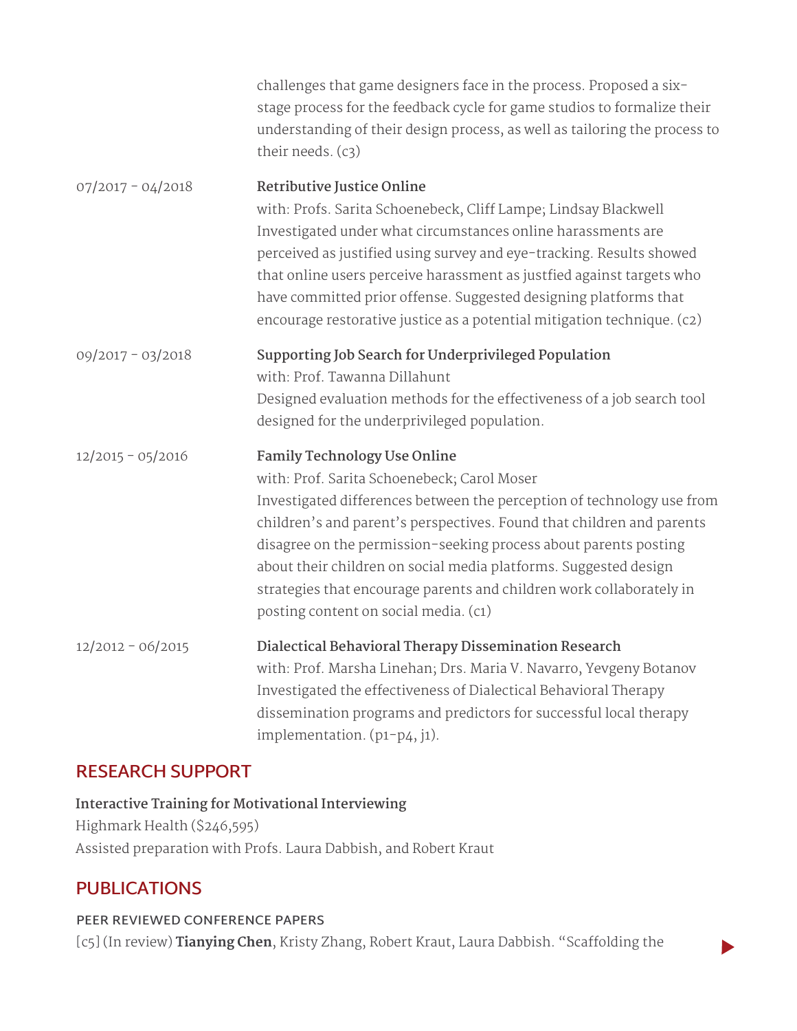challenges that game designers face in the process. Proposed a six-stage process for the feedback cycle for game studios to formalize their understanding of their design process, as well as tailoring the process to their needs. (c3)

07/2017 - 04/2018 **Retributive Justice Online**
with: Profs. Sarita Schoenebeck, Cliff Lampe; Lindsay Blackwell
Investigated under what circumstances online harassments are perceived as justified using survey and eye-tracking. Results showed that online users perceive harassment as justfied against targets who have committed prior offense. Suggested designing platforms that encourage restorative justice as a potential mitigation technique. (c2)

09/2017 - 03/2018 **Supporting Job Search for Underprivileged Population**
with: Prof. Tawanna Dillahunt
Designed evaluation methods for the effectiveness of a job search tool designed for the underprivileged population.

12/2015 - 05/2016 **Family Technology Use Online**
with: Prof. Sarita Schoenebeck; Carol Moser
Investigated differences between the perception of technology use from children's and parent's perspectives. Found that children and parents disagree on the permission-seeking process about parents posting about their children on social media platforms. Suggested design strategies that encourage parents and children work collaborately in posting content on social media. (c1)

12/2012 - 06/2015 **Dialectical Behavioral Therapy Dissemination Research**
with: Prof. Marsha Linehan; Drs. Maria V. Navarro, Yevgeny Botanov
Investigated the effectiveness of Dialectical Behavioral Therapy dissemination programs and predictors for successful local therapy implementation. (p1-p4, j1).

## RESEARCH SUPPORT

**Interactive Training for Motivational Interviewing**
Highmark Health ($246,595)
Assisted preparation with Profs. Laura Dabbish, and Robert Kraut

## PUBLICATIONS

### PEER REVIEWED CONFERENCE PAPERS

[c5] (In review) **Tianying Chen**, Kristy Zhang, Robert Kraut, Laura Dabbish. "Scaffolding the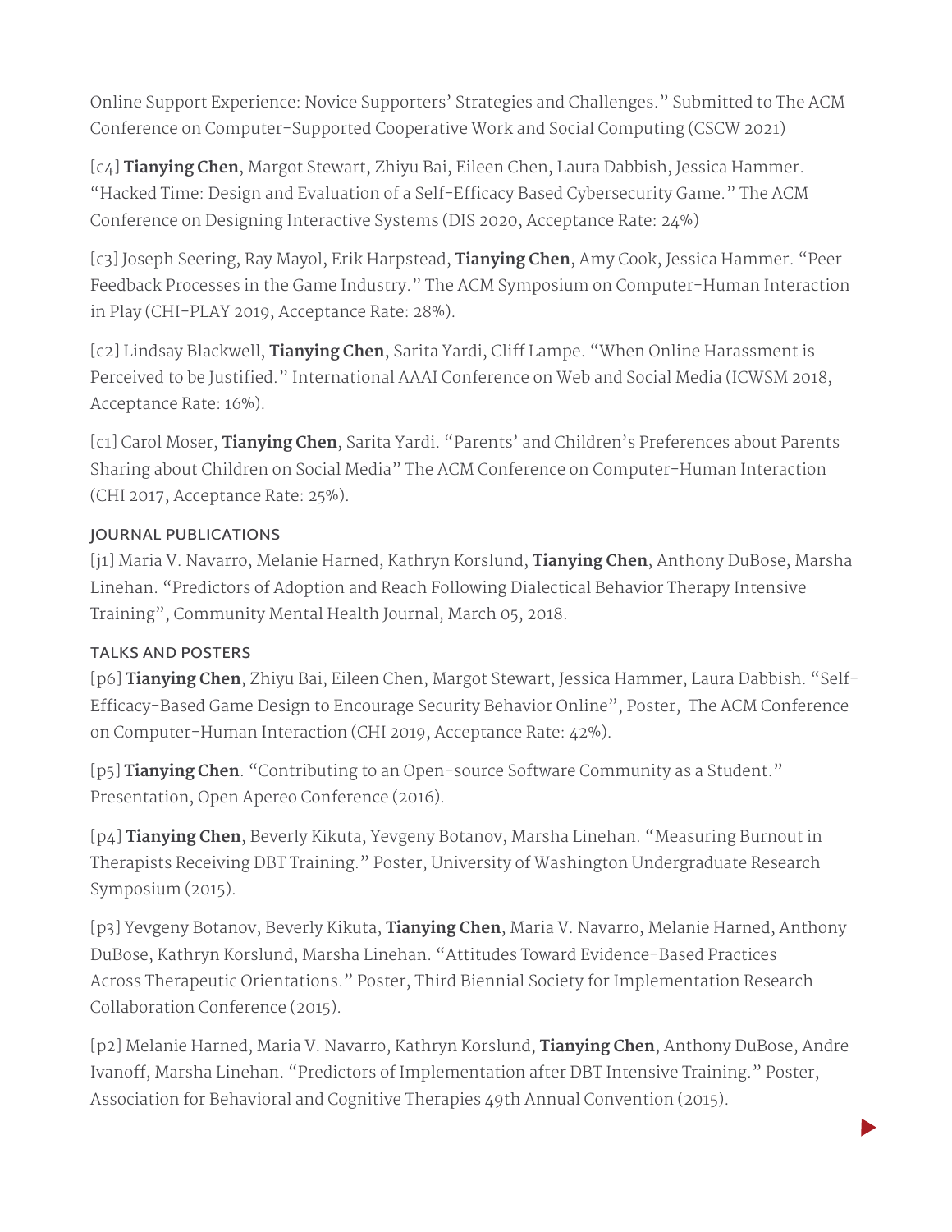Online Support Experience: Novice Supporters' Strategies and Challenges." Submitted to The ACM Conference on Computer-Supported Cooperative Work and Social Computing (CSCW 2021)

[c4] **Tianying Chen**, Margot Stewart, Zhiyu Bai, Eileen Chen, Laura Dabbish, Jessica Hammer. "Hacked Time: Design and Evaluation of a Self-Efficacy Based Cybersecurity Game." The ACM Conference on Designing Interactive Systems (DIS 2020, Acceptance Rate: 24%)

[c3] Joseph Seering, Ray Mayol, Erik Harpstead, **Tianying Chen**, Amy Cook, Jessica Hammer. "Peer Feedback Processes in the Game Industry." The ACM Symposium on Computer-Human Interaction in Play (CHI-PLAY 2019, Acceptance Rate: 28%).

[c2] Lindsay Blackwell, **Tianying Chen**, Sarita Yardi, Cliff Lampe. "When Online Harassment is Perceived to be Justified." International AAAI Conference on Web and Social Media (ICWSM 2018, Acceptance Rate: 16%).

[c1] Carol Moser, **Tianying Chen**, Sarita Yardi. "Parents' and Children's Preferences about Parents Sharing about Children on Social Media" The ACM Conference on Computer-Human Interaction (CHI 2017, Acceptance Rate: 25%).

### JOURNAL PUBLICATIONS

[j1] Maria V. Navarro, Melanie Harned, Kathryn Korslund, **Tianying Chen**, Anthony DuBose, Marsha Linehan. "Predictors of Adoption and Reach Following Dialectical Behavior Therapy Intensive Training", Community Mental Health Journal, March 05, 2018.

### TALKS AND POSTERS

[p6] **Tianying Chen**, Zhiyu Bai, Eileen Chen, Margot Stewart, Jessica Hammer, Laura Dabbish. "Self-Efficacy-Based Game Design to Encourage Security Behavior Online", Poster, The ACM Conference on Computer-Human Interaction (CHI 2019, Acceptance Rate: 42%).

[p5] **Tianying Chen**. "Contributing to an Open-source Software Community as a Student." Presentation, Open Apereo Conference (2016).

[p4] **Tianying Chen**, Beverly Kikuta, Yevgeny Botanov, Marsha Linehan. "Measuring Burnout in Therapists Receiving DBT Training." Poster, University of Washington Undergraduate Research Symposium (2015).

[p3] Yevgeny Botanov, Beverly Kikuta, **Tianying Chen**, Maria V. Navarro, Melanie Harned, Anthony DuBose, Kathryn Korslund, Marsha Linehan. "Attitudes Toward Evidence-Based Practices Across Therapeutic Orientations." Poster, Third Biennial Society for Implementation Research Collaboration Conference (2015).

[p2] Melanie Harned, Maria V. Navarro, Kathryn Korslund, **Tianying Chen**, Anthony DuBose, Andre Ivanoff, Marsha Linehan. "Predictors of Implementation after DBT Intensive Training." Poster, Association for Behavioral and Cognitive Therapies 49th Annual Convention (2015).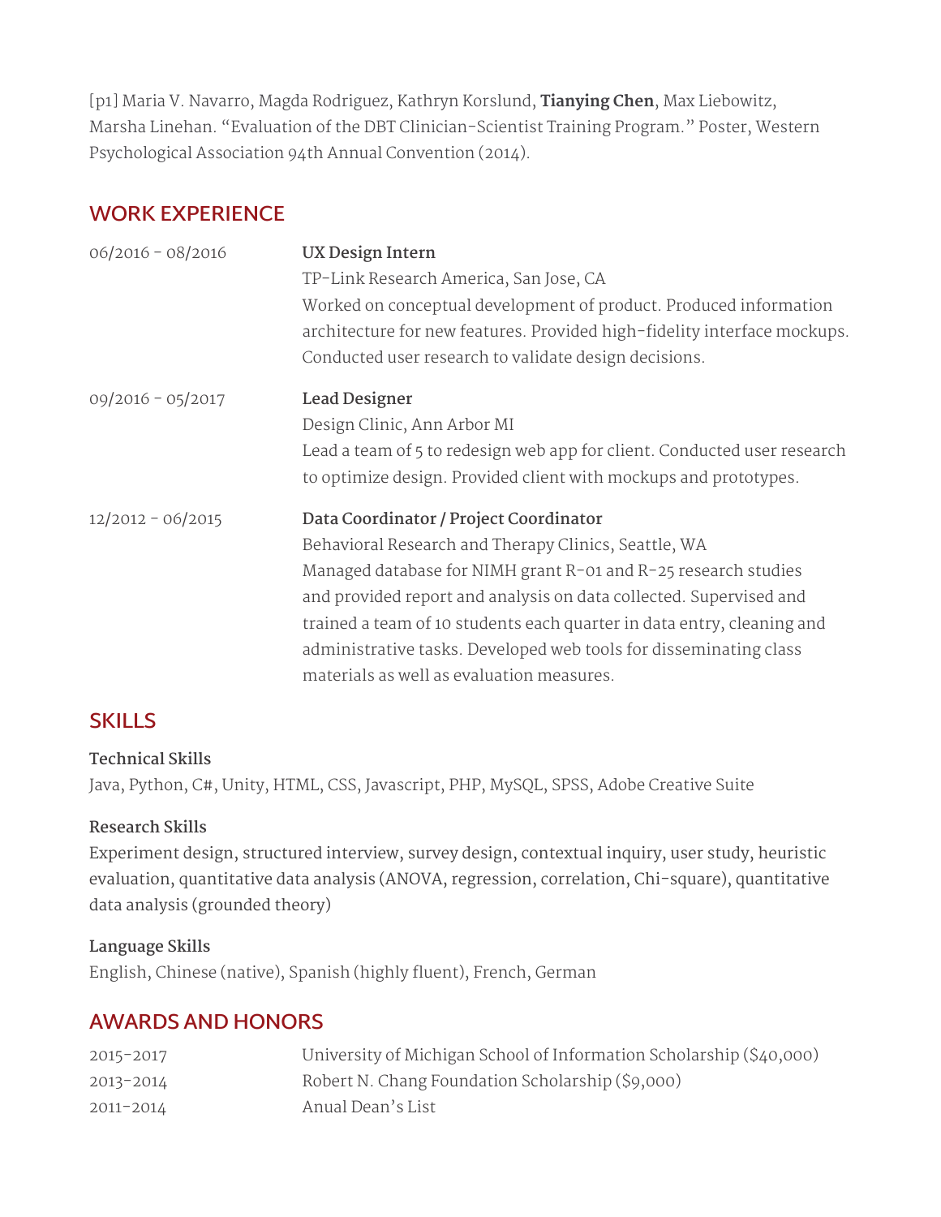[p1] Maria V. Navarro, Magda Rodriguez, Kathryn Korslund, **Tianying Chen**, Max Liebowitz, Marsha Linehan. “Evaluation of the DBT Clinician-Scientist Training Program.” Poster, Western Psychological Association 94th Annual Convention (2014).

## WORK EXPERIENCE

06/2016 - 08/2016

**UX Design Intern**
TP-Link Research America, San Jose, CA
Worked on conceptual development of product. Produced information architecture for new features. Provided high-fidelity interface mockups. Conducted user research to validate design decisions.

09/2016 - 05/2017

**Lead Designer**
Design Clinic, Ann Arbor MI
Lead a team of 5 to redesign web app for client. Conducted user research to optimize design. Provided client with mockups and prototypes.

12/2012 - 06/2015

**Data Coordinator / Project Coordinator**
Behavioral Research and Therapy Clinics, Seattle, WA
Managed database for NIMH grant R-01 and R-25 research studies and provided report and analysis on data collected. Supervised and trained a team of 10 students each quarter in data entry, cleaning and administrative tasks. Developed web tools for disseminating class materials as well as evaluation measures.

## SKILLS

**Technical Skills**
Java, Python, C#, Unity, HTML, CSS, Javascript, PHP, MySQL, SPSS, Adobe Creative Suite

**Research Skills**
Experiment design, structured interview, survey design, contextual inquiry, user study, heuristic evaluation, quantitative data analysis (ANOVA, regression, correlation, Chi-square), quantitative data analysis (grounded theory)

**Language Skills**
English, Chinese (native), Spanish (highly fluent), French, German

## AWARDS AND HONORS

| | |
|---|---|
| 2015-2017 | University of Michigan School of Information Scholarship ($40,000) |
| 2013-2014 | Robert N. Chang Foundation Scholarship ($9,000) |
| 2011-2014 | Anual Dean’s List |